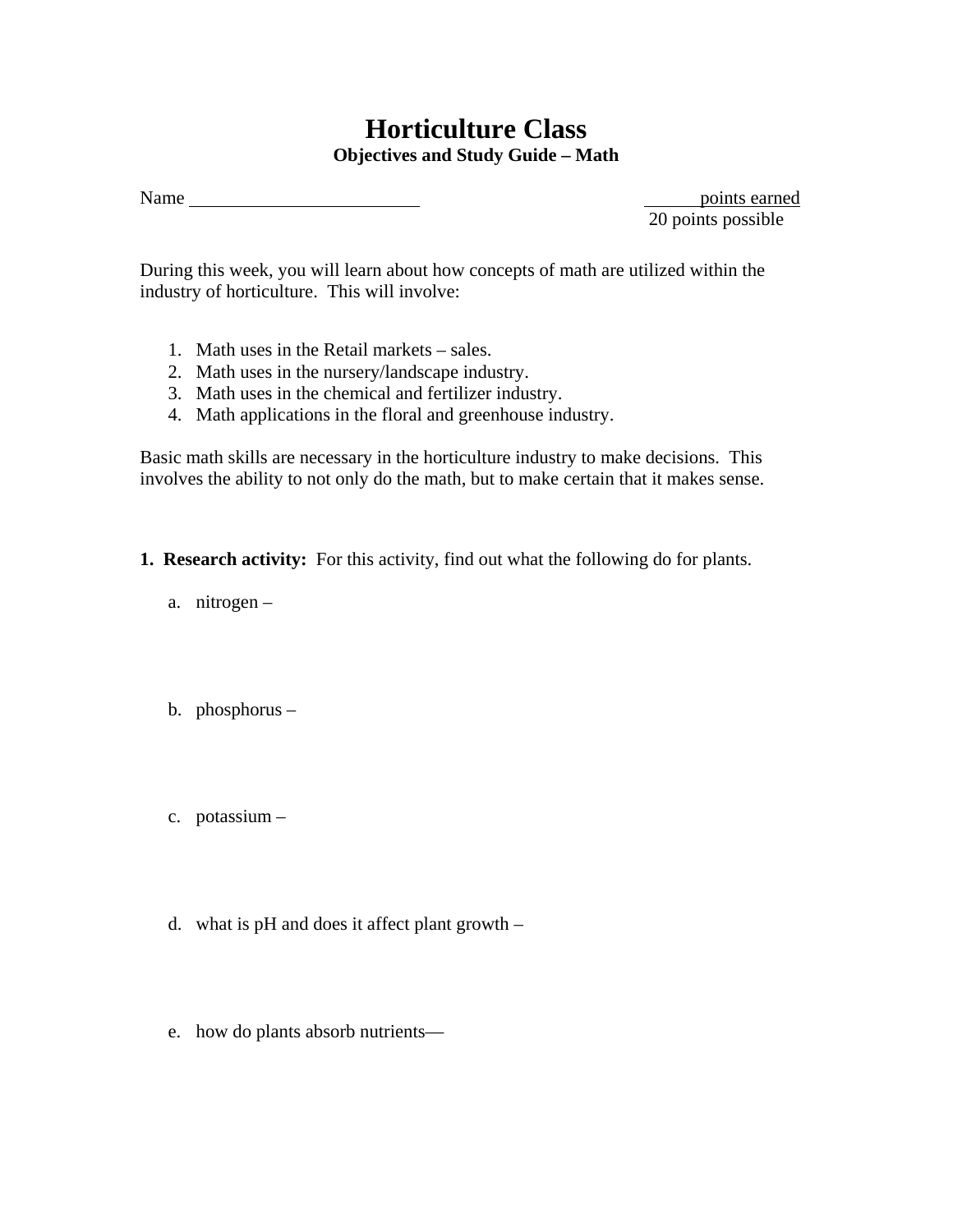# Horticulture Class

## Objectives and Study Guide – Math

Name ________________________ ______ points earned
20 points possible

During this week, you will learn about how concepts of math are utilized within the industry of horticulture. This will involve:

1. Math uses in the Retail markets – sales.
2. Math uses in the nursery/landscape industry.
3. Math uses in the chemical and fertilizer industry.
4. Math applications in the floral and greenhouse industry.

Basic math skills are necessary in the horticulture industry to make decisions. This involves the ability to not only do the math, but to make certain that it makes sense.

**1. Research activity:** For this activity, find out what the following do for plants.

a. nitrogen –

b. phosphorus –

c. potassium –

d. what is pH and does it affect plant growth –

e. how do plants absorb nutrients—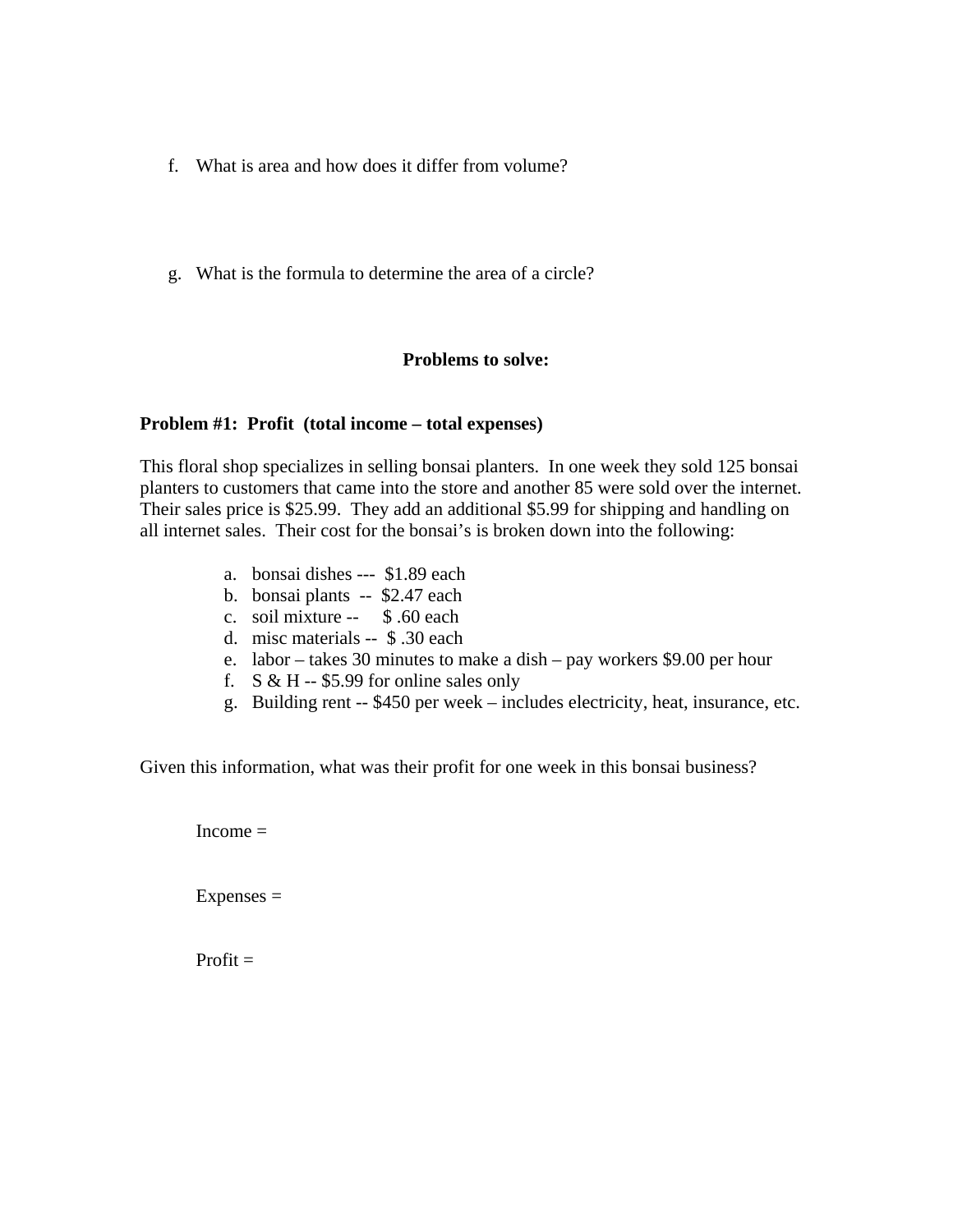f. What is area and how does it differ from volume?

g. What is the formula to determine the area of a circle?

## Problems to solve:

**Problem #1: Profit (total income – total expenses)**

This floral shop specializes in selling bonsai planters. In one week they sold 125 bonsai planters to customers that came into the store and another 85 were sold over the internet. Their sales price is $25.99. They add an additional $5.99 for shipping and handling on all internet sales. Their cost for the bonsai's is broken down into the following:

a. bonsai dishes --- $1.89 each
b. bonsai plants -- $2.47 each
c. soil mixture -- $ .60 each
d. misc materials -- $ .30 each
e. labor – takes 30 minutes to make a dish – pay workers $9.00 per hour
f. S & H -- $5.99 for online sales only
g. Building rent -- $450 per week – includes electricity, heat, insurance, etc.

Given this information, what was their profit for one week in this bonsai business?

Income =

Expenses =

Profit =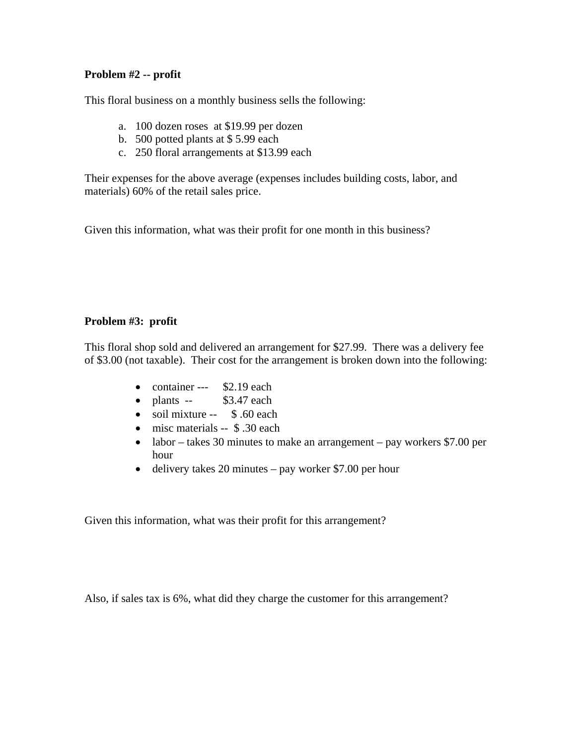**Problem #2 -- profit**

This floral business on a monthly business sells the following:

a. 100 dozen roses at $19.99 per dozen
b. 500 potted plants at $ 5.99 each
c. 250 floral arrangements at $13.99 each

Their expenses for the above average (expenses includes building costs, labor, and materials) 60% of the retail sales price.

Given this information, what was their profit for one month in this business?

**Problem #3: profit**

This floral shop sold and delivered an arrangement for $27.99. There was a delivery fee of $3.00 (not taxable). Their cost for the arrangement is broken down into the following:

- container --- $2.19 each
- plants -- $3.47 each
- soil mixture -- $ .60 each
- misc materials -- $ .30 each
- labor – takes 30 minutes to make an arrangement – pay workers $7.00 per hour
- delivery takes 20 minutes – pay worker $7.00 per hour

Given this information, what was their profit for this arrangement?

Also, if sales tax is 6%, what did they charge the customer for this arrangement?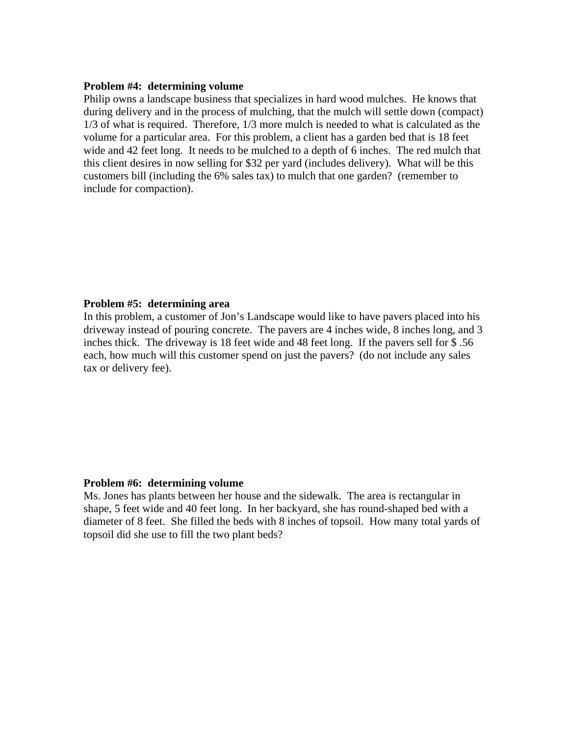**Problem #4: determining volume**

Philip owns a landscape business that specializes in hard wood mulches. He knows that during delivery and in the process of mulching, that the mulch will settle down (compact) 1/3 of what is required. Therefore, 1/3 more mulch is needed to what is calculated as the volume for a particular area. For this problem, a client has a garden bed that is 18 feet wide and 42 feet long. It needs to be mulched to a depth of 6 inches. The red mulch that this client desires in now selling for $32 per yard (includes delivery). What will be this customers bill (including the 6% sales tax) to mulch that one garden? (remember to include for compaction).

**Problem #5: determining area**

In this problem, a customer of Jon's Landscape would like to have pavers placed into his driveway instead of pouring concrete. The pavers are 4 inches wide, 8 inches long, and 3 inches thick. The driveway is 18 feet wide and 48 feet long. If the pavers sell for $ .56 each, how much will this customer spend on just the pavers? (do not include any sales tax or delivery fee).

**Problem #6: determining volume**

Ms. Jones has plants between her house and the sidewalk. The area is rectangular in shape, 5 feet wide and 40 feet long. In her backyard, she has round-shaped bed with a diameter of 8 feet. She filled the beds with 8 inches of topsoil. How many total yards of topsoil did she use to fill the two plant beds?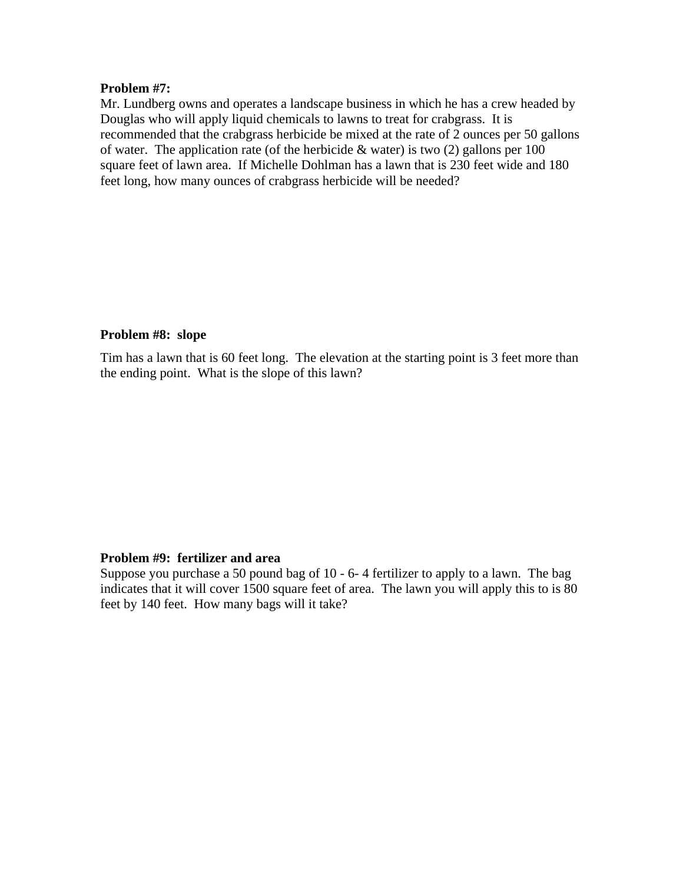**Problem #7:**
Mr. Lundberg owns and operates a landscape business in which he has a crew headed by Douglas who will apply liquid chemicals to lawns to treat for crabgrass. It is recommended that the crabgrass herbicide be mixed at the rate of 2 ounces per 50 gallons of water. The application rate (of the herbicide & water) is two (2) gallons per 100 square feet of lawn area. If Michelle Dohlman has a lawn that is 230 feet wide and 180 feet long, how many ounces of crabgrass herbicide will be needed?

**Problem #8: slope**

Tim has a lawn that is 60 feet long. The elevation at the starting point is 3 feet more than the ending point. What is the slope of this lawn?

**Problem #9: fertilizer and area**
Suppose you purchase a 50 pound bag of 10 - 6- 4 fertilizer to apply to a lawn. The bag indicates that it will cover 1500 square feet of area. The lawn you will apply this to is 80 feet by 140 feet. How many bags will it take?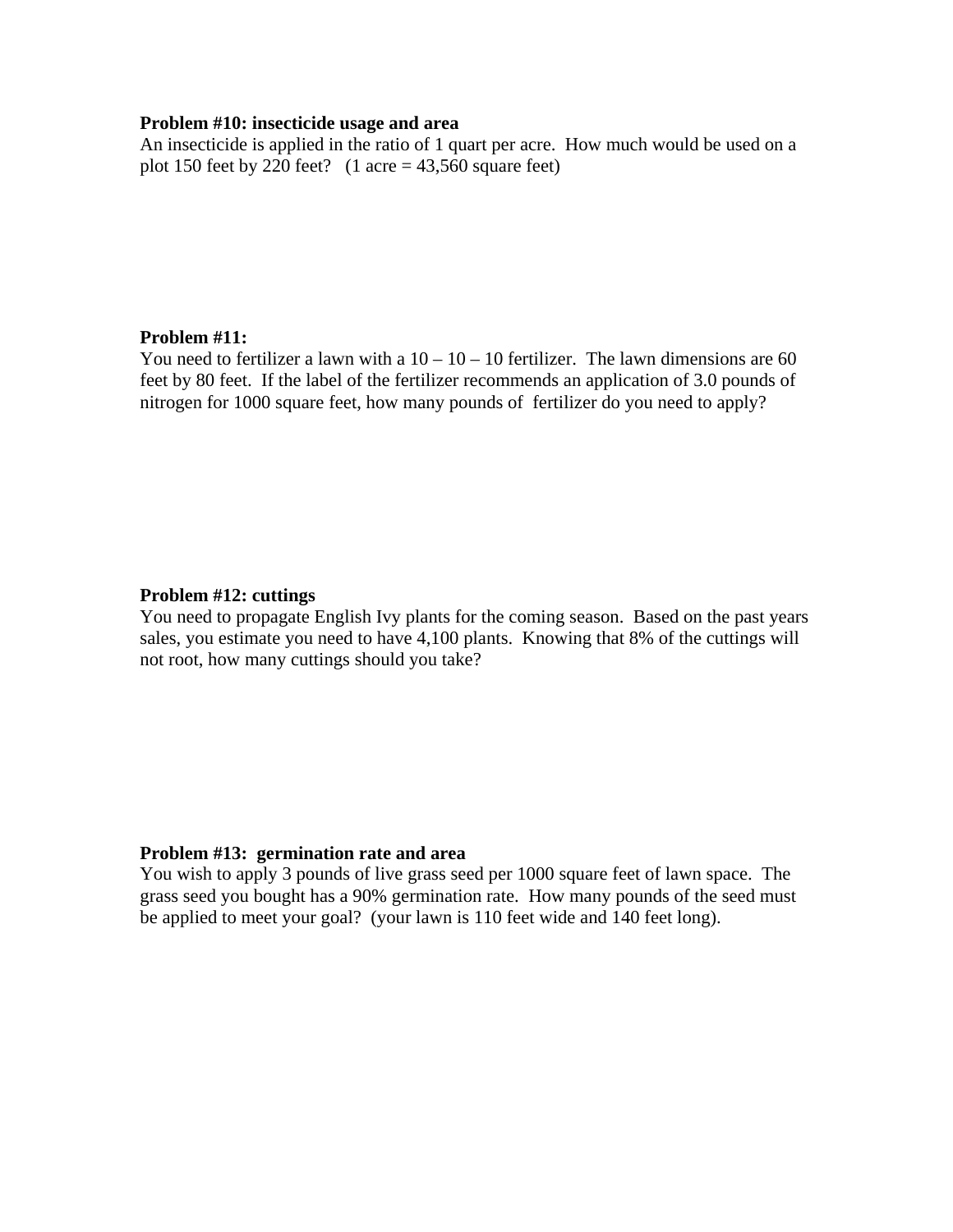**Problem #10: insecticide usage and area**

An insecticide is applied in the ratio of 1 quart per acre. How much would be used on a plot 150 feet by 220 feet? (1 acre = 43,560 square feet)

**Problem #11:**

You need to fertilizer a lawn with a 10 – 10 – 10 fertilizer. The lawn dimensions are 60 feet by 80 feet. If the label of the fertilizer recommends an application of 3.0 pounds of nitrogen for 1000 square feet, how many pounds of fertilizer do you need to apply?

**Problem #12: cuttings**

You need to propagate English Ivy plants for the coming season. Based on the past years sales, you estimate you need to have 4,100 plants. Knowing that 8% of the cuttings will not root, how many cuttings should you take?

**Problem #13: germination rate and area**

You wish to apply 3 pounds of live grass seed per 1000 square feet of lawn space. The grass seed you bought has a 90% germination rate. How many pounds of the seed must be applied to meet your goal? (your lawn is 110 feet wide and 140 feet long).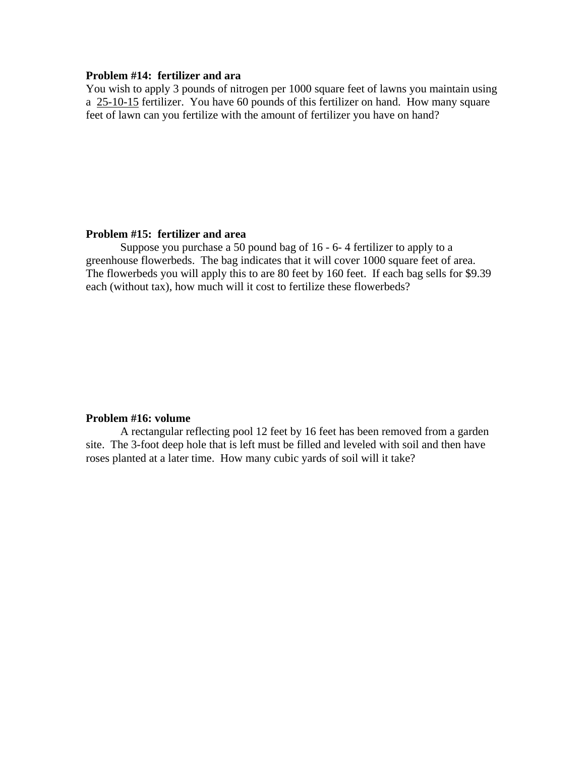**Problem #14: fertilizer and ara**

You wish to apply 3 pounds of nitrogen per 1000 square feet of lawns you maintain using a <u>25-10-15</u> fertilizer. You have 60 pounds of this fertilizer on hand. How many square feet of lawn can you fertilize with the amount of fertilizer you have on hand?

**Problem #15: fertilizer and area**

Suppose you purchase a 50 pound bag of 16 - 6- 4 fertilizer to apply to a greenhouse flowerbeds. The bag indicates that it will cover 1000 square feet of area. The flowerbeds you will apply this to are 80 feet by 160 feet. If each bag sells for $9.39 each (without tax), how much will it cost to fertilize these flowerbeds?

**Problem #16: volume**

A rectangular reflecting pool 12 feet by 16 feet has been removed from a garden site. The 3-foot deep hole that is left must be filled and leveled with soil and then have roses planted at a later time. How many cubic yards of soil will it take?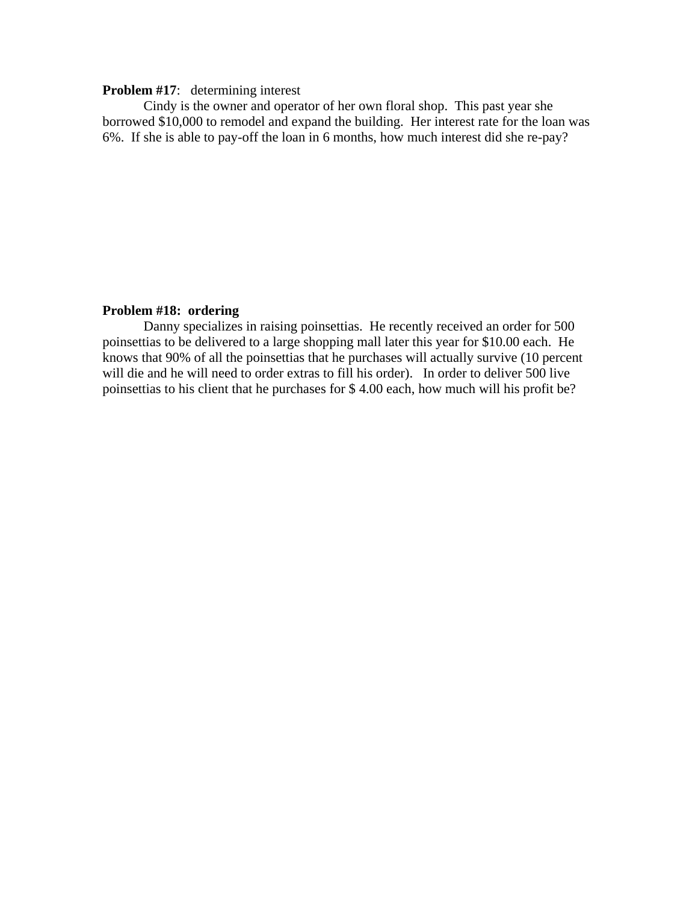**Problem #17**: determining interest

Cindy is the owner and operator of her own floral shop. This past year she borrowed $10,000 to remodel and expand the building. Her interest rate for the loan was 6%. If she is able to pay-off the loan in 6 months, how much interest did she re-pay?

**Problem #18: ordering**

Danny specializes in raising poinsettias. He recently received an order for 500 poinsettias to be delivered to a large shopping mall later this year for $10.00 each. He knows that 90% of all the poinsettias that he purchases will actually survive (10 percent will die and he will need to order extras to fill his order). In order to deliver 500 live poinsettias to his client that he purchases for $ 4.00 each, how much will his profit be?